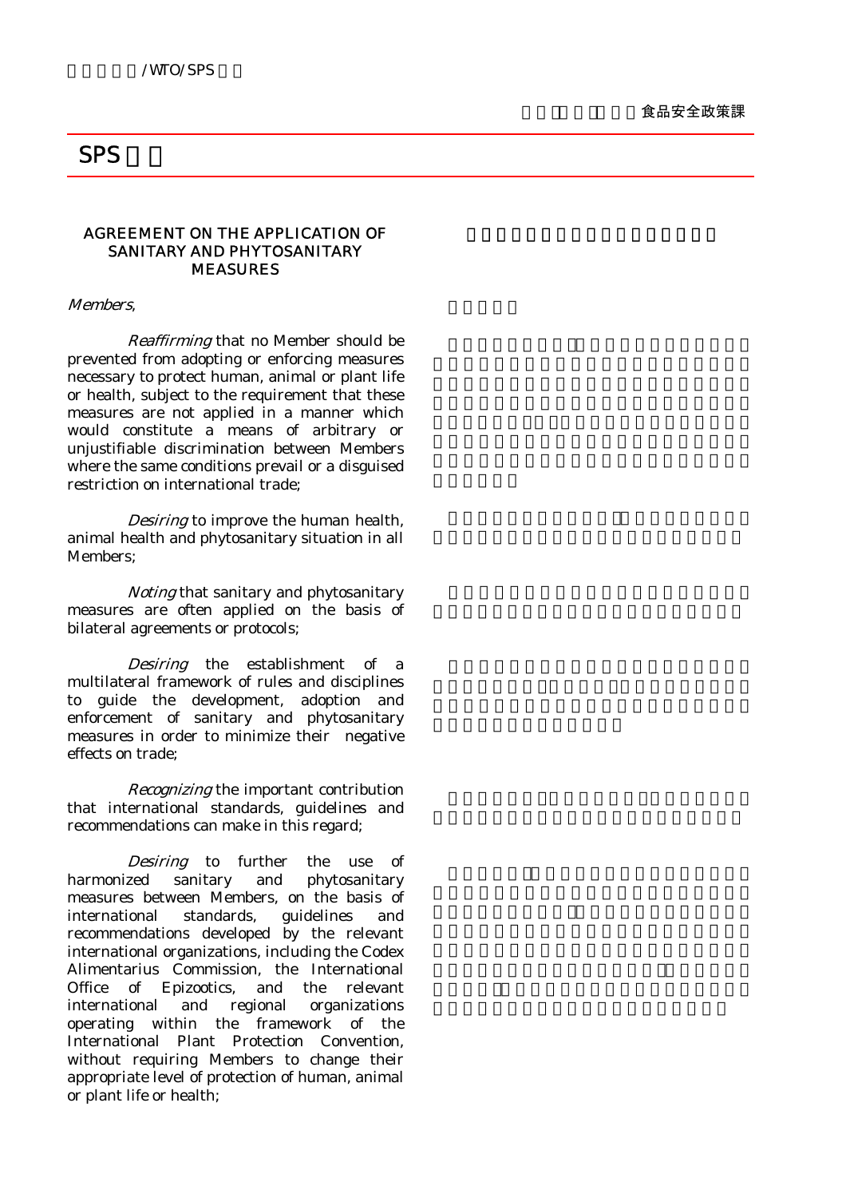# SPS

## AGREEMENT ON THE APPLICATION OF SANITARY AND PHYTOSANITARY MEASURES

*Members*,

*Reaffirming* that no Member should be prevented from adopting or enforcing measures necessary to protect human, animal or plant life or health, subject to the requirement that these measures are not applied in a manner which would constitute a means of arbitrary or unjustifiable discrimination between Members where the same conditions prevail or a disguised restriction on international trade;

*Desiring* to improve the human health, animal health and phytosanitary situation in all Members;

*Noting* that sanitary and phytosanitary measures are often applied on the basis of bilateral agreements or protocols;

*Desiring* the establishment of a multilateral framework of rules and disciplines to guide the development, adoption and enforcement of sanitary and phytosanitary measures in order to minimize their negative effects on trade;

*Recognizing* the important contribution that international standards, guidelines and recommendations can make in this regard;

*Desiring* to further the use of harmonized sanitary and phytosanitary measures between Members, on the basis of international standards, guidelines and recommendations developed by the relevant international organizations, including the Codex Alimentarius Commission, the International Office of Epizootics, and the relevant international and regional organizations operating within the framework of the International Plant Protection Convention, without requiring Members to change their appropriate level of protection of human, animal or plant life or health;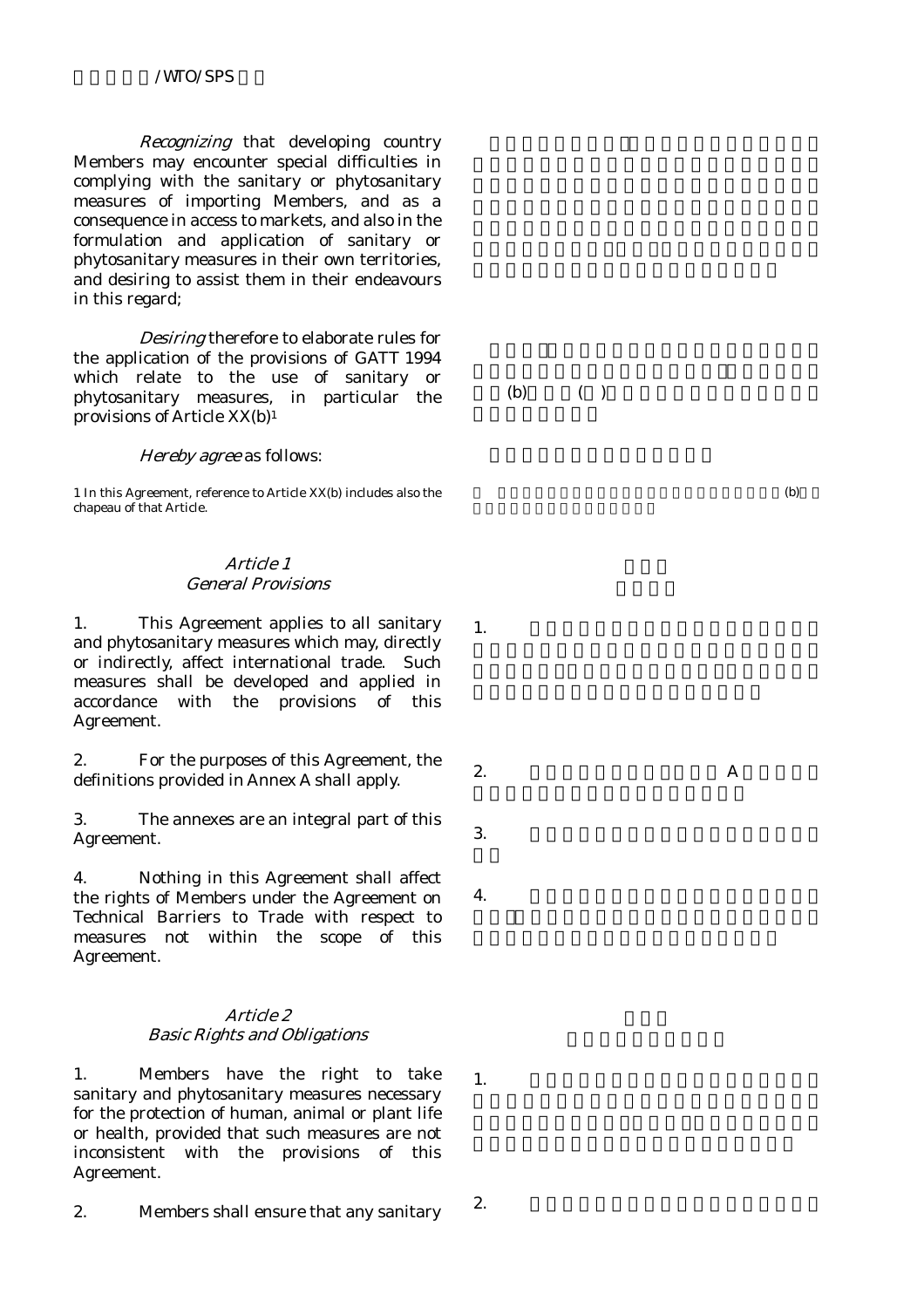*Recognizing* that developing country Members may encounter special difficulties in complying with the sanitary or phytosanitary measures of importing Members, and as a consequence in access to markets, and also in the formulation and application of sanitary or phytosanitary measures in their own territories, and desiring to assist them in their endeavours in this regard;

*Desiring* therefore to elaborate rules for the application of the provisions of GATT 1994 which relate to the use of sanitary or phytosanitary measures, in particular the provisions of Article XX(b)[1]

*Hereby agree* as follows:

1 In this Agreement, reference to Article XX(b) includes also the chapeau of that Article.

## *Article 1*
## *General Provisions*

1. This Agreement applies to all sanitary and phytosanitary measures which may, directly or indirectly, affect international trade. Such measures shall be developed and applied in accordance with the provisions of this Agreement.

2. For the purposes of this Agreement, the definitions provided in Annex A shall apply.

3. The annexes are an integral part of this Agreement.

4. Nothing in this Agreement shall affect the rights of Members under the Agreement on Technical Barriers to Trade with respect to measures not within the scope of this Agreement.

## *Article 2*
## *Basic Rights and Obligations*

1. Members have the right to take sanitary and phytosanitary measures necessary for the protection of human, animal or plant life or health, provided that such measures are not inconsistent with the provisions of this Agreement.

2. Members shall ensure that any sanitary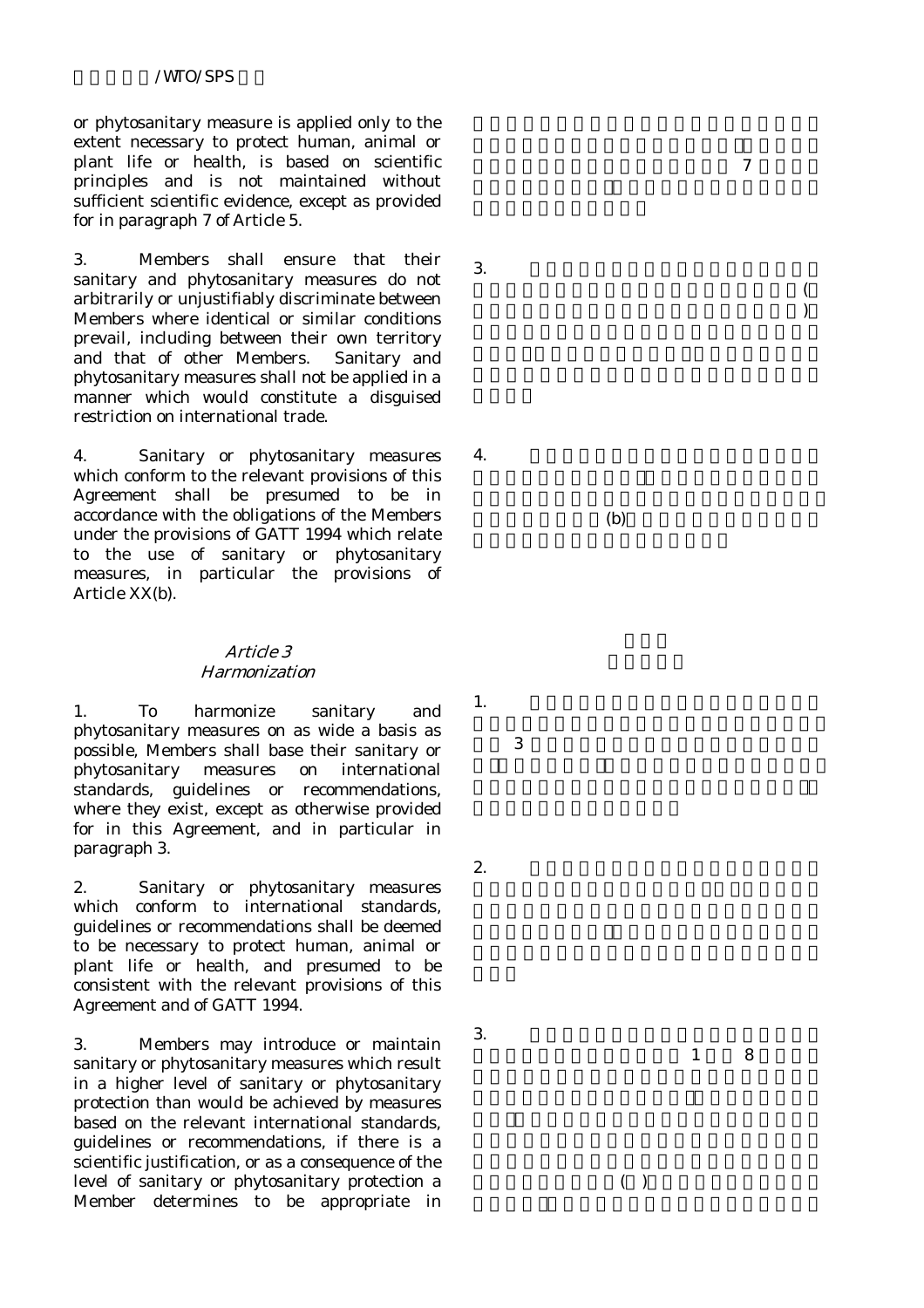or phytosanitary measure is applied only to the extent necessary to protect human, animal or plant life or health, is based on scientific principles and is not maintained without sufficient scientific evidence, except as provided for in paragraph 7 of Article 5.

3. Members shall ensure that their sanitary and phytosanitary measures do not arbitrarily or unjustifiably discriminate between Members where identical or similar conditions prevail, including between their own territory and that of other Members. Sanitary and phytosanitary measures shall not be applied in a manner which would constitute a disguised restriction on international trade.

4. Sanitary or phytosanitary measures which conform to the relevant provisions of this Agreement shall be presumed to be in accordance with the obligations of the Members under the provisions of GATT 1994 which relate to the use of sanitary or phytosanitary measures, in particular the provisions of Article XX(b).

## *Article 3*
## *Harmonization*

1. To harmonize sanitary and phytosanitary measures on as wide a basis as possible, Members shall base their sanitary or phytosanitary measures on international standards, guidelines or recommendations, where they exist, except as otherwise provided for in this Agreement, and in particular in paragraph 3.

2. Sanitary or phytosanitary measures which conform to international standards, guidelines or recommendations shall be deemed to be necessary to protect human, animal or plant life or health, and presumed to be consistent with the relevant provisions of this Agreement and of GATT 1994.

3. Members may introduce or maintain sanitary or phytosanitary measures which result in a higher level of sanitary or phytosanitary protection than would be achieved by measures based on the relevant international standards, guidelines or recommendations, if there is a scientific justification, or as a consequence of the level of sanitary or phytosanitary protection a Member determines to be appropriate in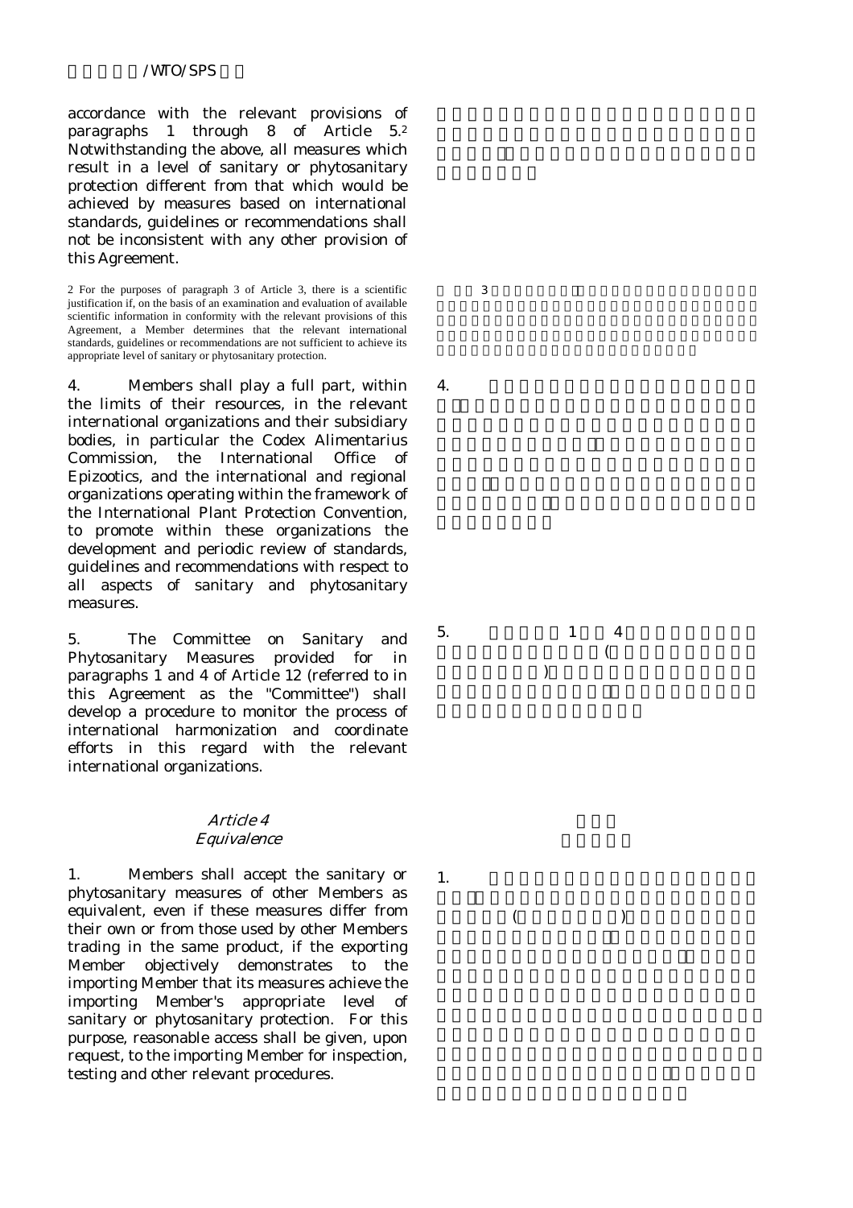accordance with the relevant provisions of paragraphs 1 through 8 of Article 5.[2] Notwithstanding the above, all measures which result in a level of sanitary or phytosanitary protection different from that which would be achieved by measures based on international standards, guidelines or recommendations shall not be inconsistent with any other provision of this Agreement.

2 For the purposes of paragraph 3 of Article 3, there is a scientific justification if, on the basis of an examination and evaluation of available scientific information in conformity with the relevant provisions of this Agreement, a Member determines that the relevant international standards, guidelines or recommendations are not sufficient to achieve its appropriate level of sanitary or phytosanitary protection.

4. Members shall play a full part, within the limits of their resources, in the relevant international organizations and their subsidiary bodies, in particular the Codex Alimentarius Commission, the International Office of Epizootics, and the international and regional organizations operating within the framework of the International Plant Protection Convention, to promote within these organizations the development and periodic review of standards, guidelines and recommendations with respect to all aspects of sanitary and phytosanitary measures.

5. The Committee on Sanitary and Phytosanitary Measures provided for in paragraphs 1 and 4 of Article 12 (referred to in this Agreement as the "Committee") shall develop a procedure to monitor the process of international harmonization and coordinate efforts in this regard with the relevant international organizations.

### *Article 4*
### *Equivalence*

1. Members shall accept the sanitary or phytosanitary measures of other Members as equivalent, even if these measures differ from their own or from those used by other Members trading in the same product, if the exporting Member objectively demonstrates to the importing Member that its measures achieve the importing Member's appropriate level of sanitary or phytosanitary protection. For this purpose, reasonable access shall be given, upon request, to the importing Member for inspection, testing and other relevant procedures.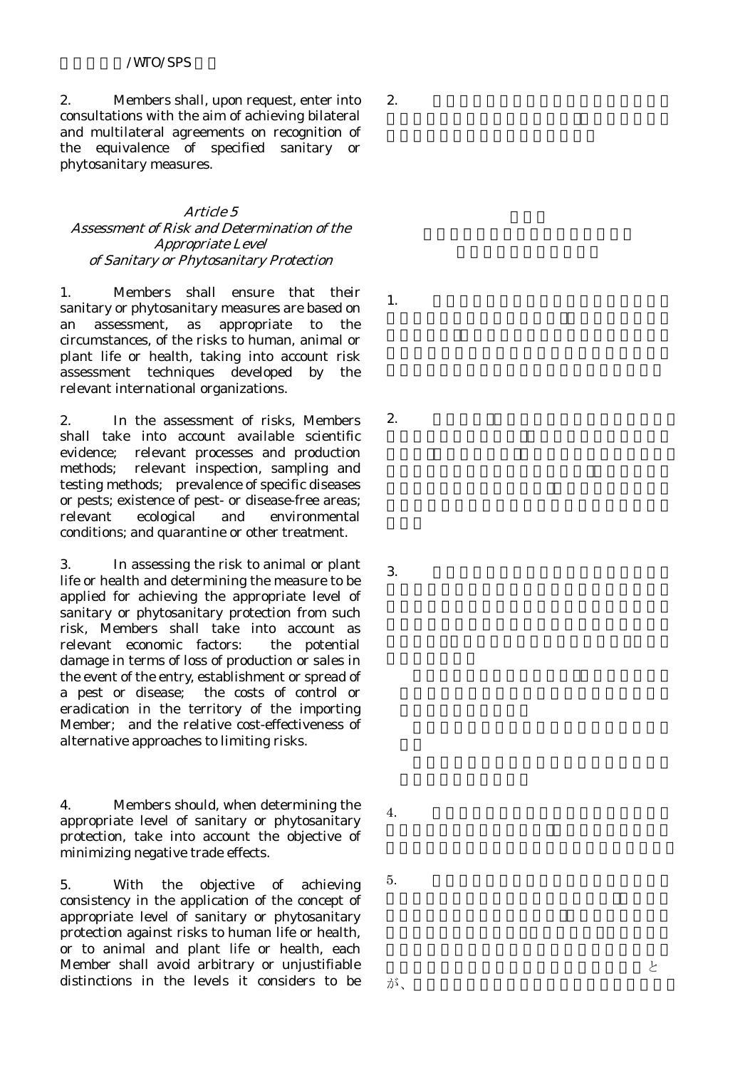2. Members shall, upon request, enter into consultations with the aim of achieving bilateral and multilateral agreements on recognition of the equivalence of specified sanitary or phytosanitary measures.

### *Article 5*
### *Assessment of Risk and Determination of the Appropriate Level of Sanitary or Phytosanitary Protection*

1. Members shall ensure that their sanitary or phytosanitary measures are based on an assessment, as appropriate to the circumstances, of the risks to human, animal or plant life or health, taking into account risk assessment techniques developed by the relevant international organizations.

2. In the assessment of risks, Members shall take into account available scientific evidence; relevant processes and production methods; relevant inspection, sampling and testing methods; prevalence of specific diseases or pests; existence of pest- or disease-free areas; relevant ecological and environmental conditions; and quarantine or other treatment.

3. In assessing the risk to animal or plant life or health and determining the measure to be applied for achieving the appropriate level of sanitary or phytosanitary protection from such risk, Members shall take into account as relevant economic factors: the potential damage in terms of loss of production or sales in the event of the entry, establishment or spread of a pest or disease; the costs of control or eradication in the territory of the importing Member; and the relative cost-effectiveness of alternative approaches to limiting risks.

4. Members should, when determining the appropriate level of sanitary or phytosanitary protection, take into account the objective of minimizing negative trade effects.

5. With the objective of achieving consistency in the application of the concept of appropriate level of sanitary or phytosanitary protection against risks to human life or health, or to animal and plant life or health, each Member shall avoid arbitrary or unjustifiable distinctions in the levels it considers to be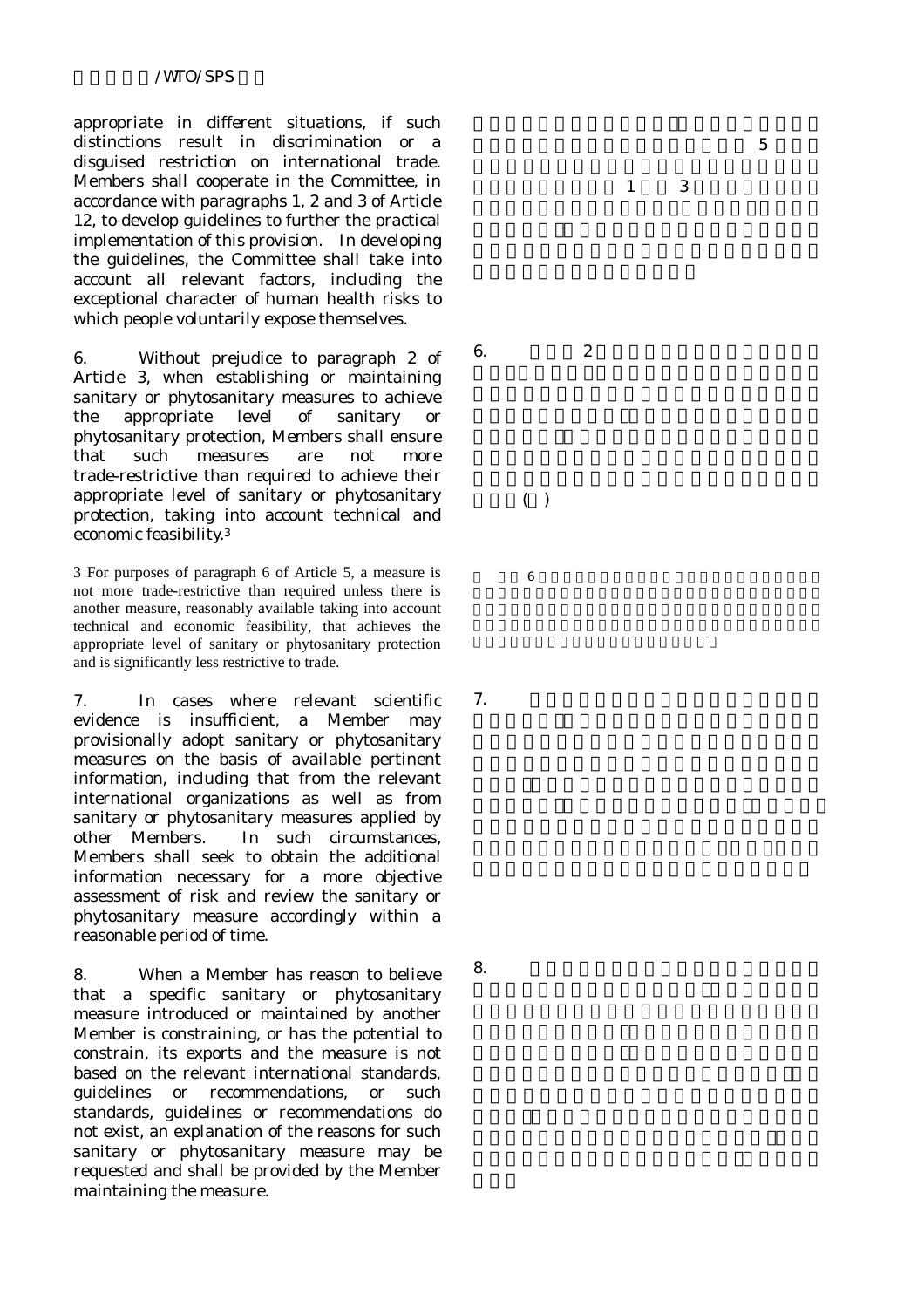appropriate in different situations, if such distinctions result in discrimination or a disguised restriction on international trade. Members shall cooperate in the Committee, in accordance with paragraphs 1, 2 and 3 of Article 12, to develop guidelines to further the practical implementation of this provision. In developing the guidelines, the Committee shall take into account all relevant factors, including the exceptional character of human health risks to which people voluntarily expose themselves.

6. Without prejudice to paragraph 2 of Article 3, when establishing or maintaining sanitary or phytosanitary measures to achieve the appropriate level of sanitary or phytosanitary protection, Members shall ensure that such measures are not more trade-restrictive than required to achieve their appropriate level of sanitary or phytosanitary protection, taking into account technical and economic feasibility.[3]

[3] For purposes of paragraph 6 of Article 5, a measure is not more trade-restrictive than required unless there is another measure, reasonably available taking into account technical and economic feasibility, that achieves the appropriate level of sanitary or phytosanitary protection and is significantly less restrictive to trade.

7. In cases where relevant scientific evidence is insufficient, a Member may provisionally adopt sanitary or phytosanitary measures on the basis of available pertinent information, including that from the relevant international organizations as well as from sanitary or phytosanitary measures applied by other Members. In such circumstances, Members shall seek to obtain the additional information necessary for a more objective assessment of risk and review the sanitary or phytosanitary measure accordingly within a reasonable period of time.

8. When a Member has reason to believe that a specific sanitary or phytosanitary measure introduced or maintained by another Member is constraining, or has the potential to constrain, its exports and the measure is not based on the relevant international standards, guidelines or recommendations, or such standards, guidelines or recommendations do not exist, an explanation of the reasons for such sanitary or phytosanitary measure may be requested and shall be provided by the Member maintaining the measure.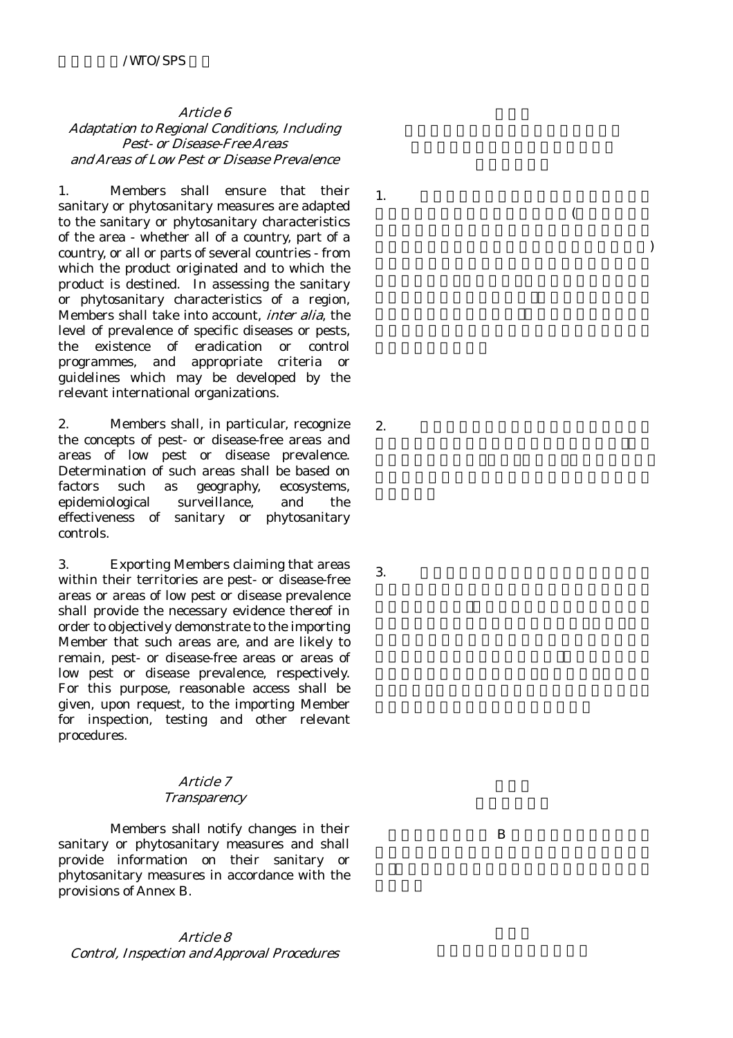*Article 6*
*Adaptation to Regional Conditions, Including Pest- or Disease-Free Areas and Areas of Low Pest or Disease Prevalence*

1. Members shall ensure that their sanitary or phytosanitary measures are adapted to the sanitary or phytosanitary characteristics of the area - whether all of a country, part of a country, or all or parts of several countries - from which the product originated and to which the product is destined. In assessing the sanitary or phytosanitary characteristics of a region, Members shall take into account, *inter alia*, the level of prevalence of specific diseases or pests, the existence of eradication or control programmes, and appropriate criteria or guidelines which may be developed by the relevant international organizations.

2. Members shall, in particular, recognize the concepts of pest- or disease-free areas and areas of low pest or disease prevalence. Determination of such areas shall be based on factors such as geography, ecosystems, epidemiological surveillance, and the effectiveness of sanitary or phytosanitary controls.

3. Exporting Members claiming that areas within their territories are pest- or disease-free areas or areas of low pest or disease prevalence shall provide the necessary evidence thereof in order to objectively demonstrate to the importing Member that such areas are, and are likely to remain, pest- or disease-free areas or areas of low pest or disease prevalence, respectively. For this purpose, reasonable access shall be given, upon request, to the importing Member for inspection, testing and other relevant procedures.

*Article 7*
*Transparency*

Members shall notify changes in their sanitary or phytosanitary measures and shall provide information on their sanitary or phytosanitary measures in accordance with the provisions of Annex B.

*Article 8*
*Control, Inspection and Approval Procedures*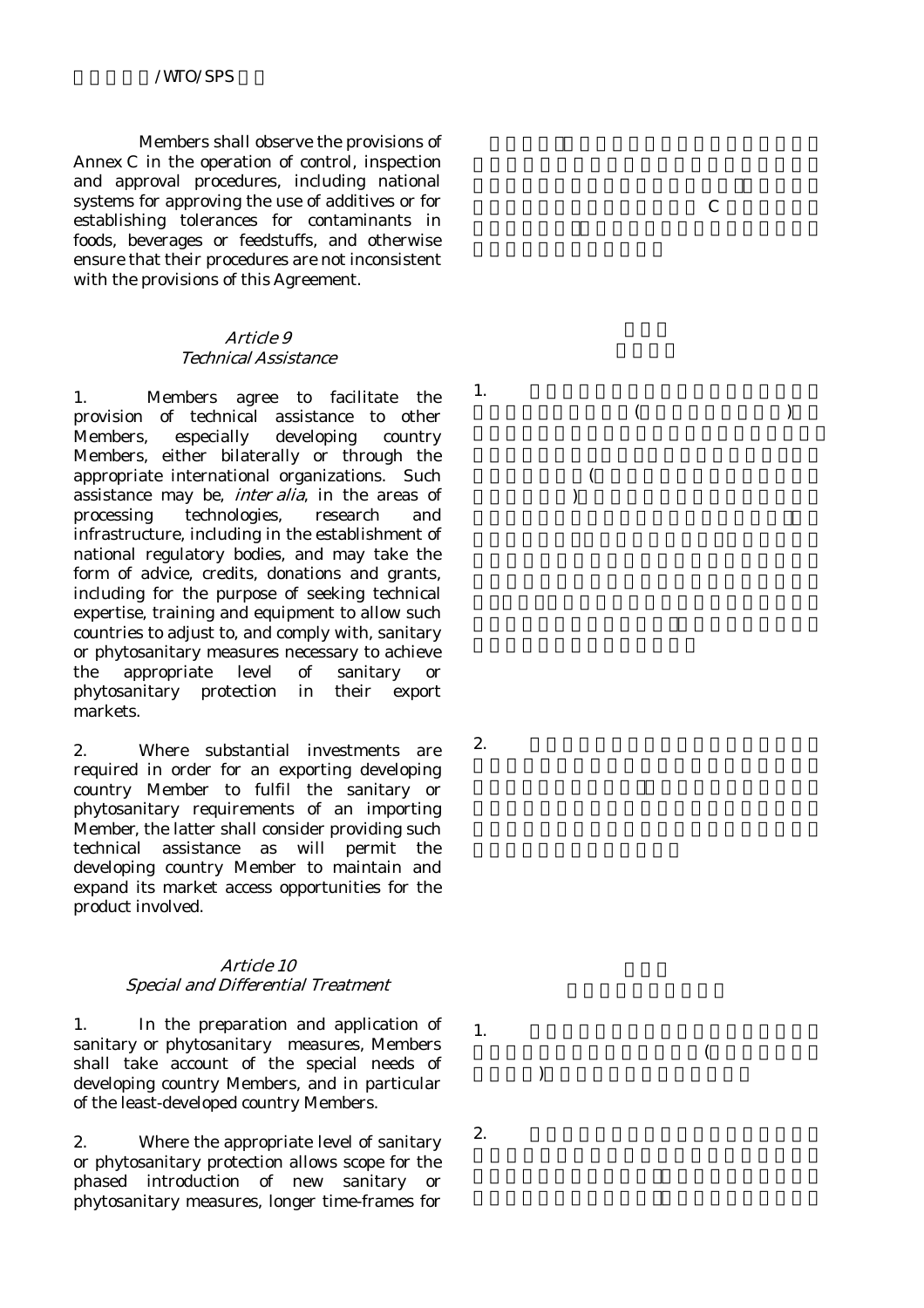Members shall observe the provisions of Annex C in the operation of control, inspection and approval procedures, including national systems for approving the use of additives or for establishing tolerances for contaminants in foods, beverages or feedstuffs, and otherwise ensure that their procedures are not inconsistent with the provisions of this Agreement.

### *Article 9*
### *Technical Assistance*

1. Members agree to facilitate the provision of technical assistance to other Members, especially developing country Members, either bilaterally or through the appropriate international organizations. Such assistance may be, *inter alia*, in the areas of processing technologies, research and infrastructure, including in the establishment of national regulatory bodies, and may take the form of advice, credits, donations and grants, including for the purpose of seeking technical expertise, training and equipment to allow such countries to adjust to, and comply with, sanitary or phytosanitary measures necessary to achieve the appropriate level of sanitary or phytosanitary protection in their export markets.

2. Where substantial investments are required in order for an exporting developing country Member to fulfil the sanitary or phytosanitary requirements of an importing Member, the latter shall consider providing such technical assistance as will permit the developing country Member to maintain and expand its market access opportunities for the product involved.

### *Article 10*
### *Special and Differential Treatment*

1. In the preparation and application of sanitary or phytosanitary measures, Members shall take account of the special needs of developing country Members, and in particular of the least-developed country Members.

2. Where the appropriate level of sanitary or phytosanitary protection allows scope for the phased introduction of new sanitary or phytosanitary measures, longer time-frames for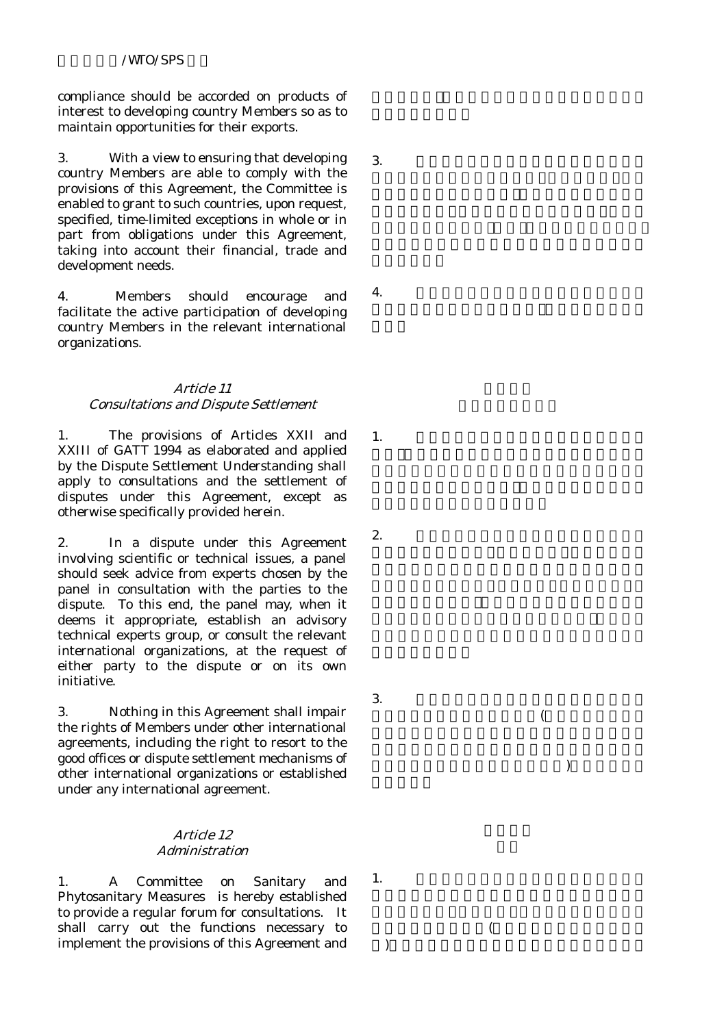compliance should be accorded on products of interest to developing country Members so as to maintain opportunities for their exports.

3. With a view to ensuring that developing country Members are able to comply with the provisions of this Agreement, the Committee is enabled to grant to such countries, upon request, specified, time-limited exceptions in whole or in part from obligations under this Agreement, taking into account their financial, trade and development needs.

4. Members should encourage and facilitate the active participation of developing country Members in the relevant international organizations.

## *Article 11*
## *Consultations and Dispute Settlement*

1. The provisions of Articles XXII and XXIII of GATT 1994 as elaborated and applied by the Dispute Settlement Understanding shall apply to consultations and the settlement of disputes under this Agreement, except as otherwise specifically provided herein.

2. In a dispute under this Agreement involving scientific or technical issues, a panel should seek advice from experts chosen by the panel in consultation with the parties to the dispute. To this end, the panel may, when it deems it appropriate, establish an advisory technical experts group, or consult the relevant international organizations, at the request of either party to the dispute or on its own initiative.

3. Nothing in this Agreement shall impair the rights of Members under other international agreements, including the right to resort to the good offices or dispute settlement mechanisms of other international organizations or established under any international agreement.

## *Article 12*
## *Administration*

1. A Committee on Sanitary and Phytosanitary Measures is hereby established to provide a regular forum for consultations. It shall carry out the functions necessary to implement the provisions of this Agreement and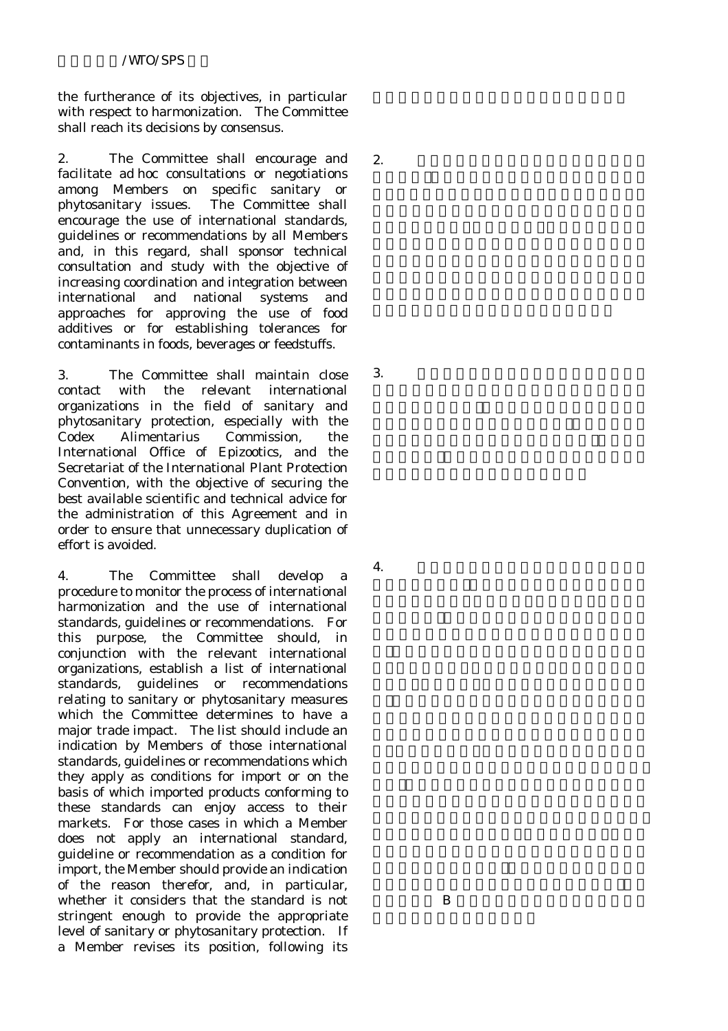the furtherance of its objectives, in particular with respect to harmonization. The Committee shall reach its decisions by consensus.

2. The Committee shall encourage and facilitate ad hoc consultations or negotiations among Members on specific sanitary or phytosanitary issues. The Committee shall encourage the use of international standards, guidelines or recommendations by all Members and, in this regard, shall sponsor technical consultation and study with the objective of increasing coordination and integration between international and national systems and approaches for approving the use of food additives or for establishing tolerances for contaminants in foods, beverages or feedstuffs.

3. The Committee shall maintain close contact with the relevant international organizations in the field of sanitary and phytosanitary protection, especially with the Codex Alimentarius Commission, the International Office of Epizootics, and the Secretariat of the International Plant Protection Convention, with the objective of securing the best available scientific and technical advice for the administration of this Agreement and in order to ensure that unnecessary duplication of effort is avoided.

4. The Committee shall develop a procedure to monitor the process of international harmonization and the use of international standards, guidelines or recommendations. For this purpose, the Committee should, in conjunction with the relevant international organizations, establish a list of international standards, guidelines or recommendations relating to sanitary or phytosanitary measures which the Committee determines to have a major trade impact. The list should include an indication by Members of those international standards, guidelines or recommendations which they apply as conditions for import or on the basis of which imported products conforming to these standards can enjoy access to their markets. For those cases in which a Member does not apply an international standard, guideline or recommendation as a condition for import, the Member should provide an indication of the reason therefor, and, in particular, whether it considers that the standard is not stringent enough to provide the appropriate level of sanitary or phytosanitary protection. If a Member revises its position, following its

2.

3.

4.

B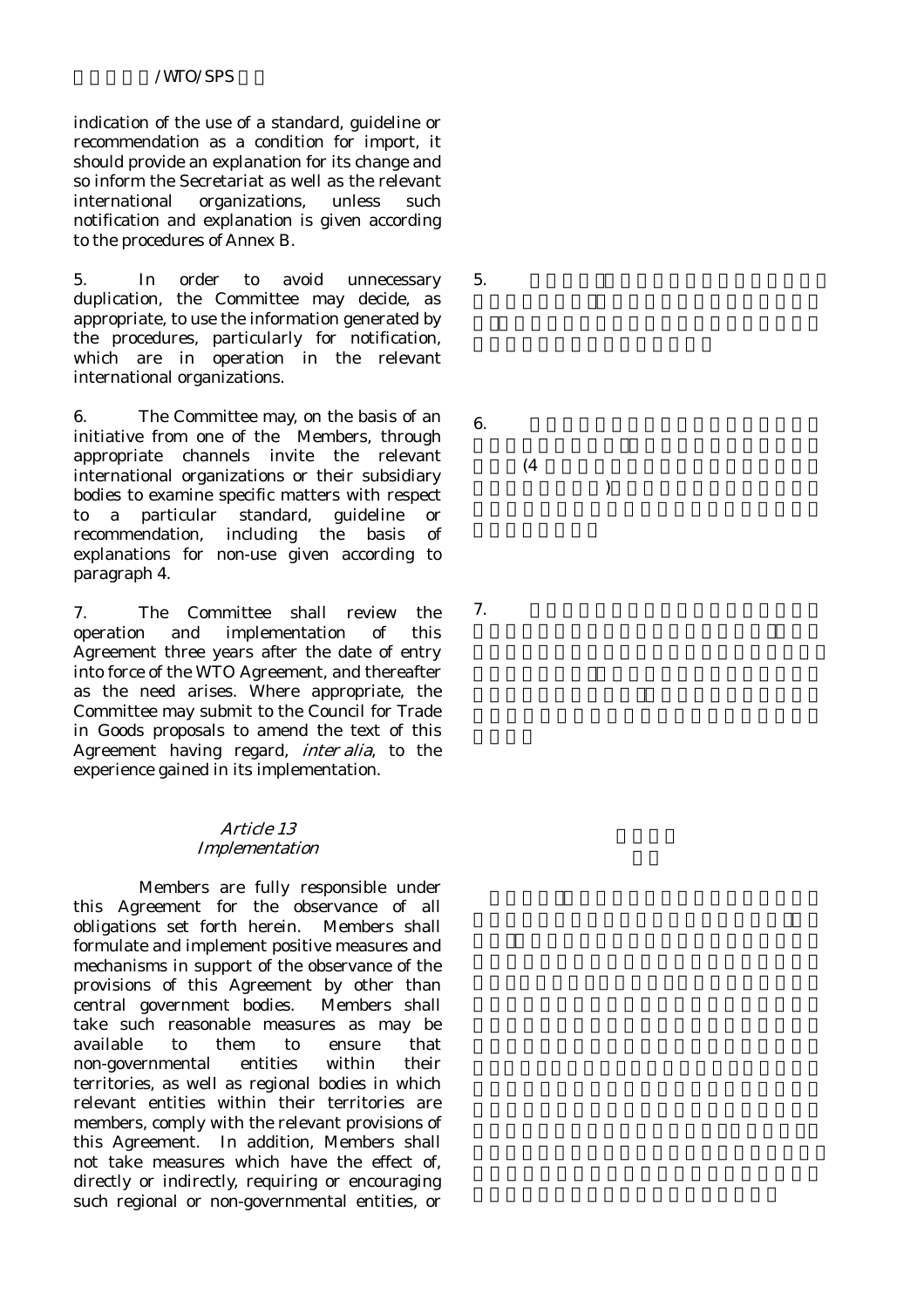indication of the use of a standard, guideline or recommendation as a condition for import, it should provide an explanation for its change and so inform the Secretariat as well as the relevant international organizations, unless such notification and explanation is given according to the procedures of Annex B.

5. In order to avoid unnecessary duplication, the Committee may decide, as appropriate, to use the information generated by the procedures, particularly for notification, which are in operation in the relevant international organizations.

6. The Committee may, on the basis of an initiative from one of the Members, through appropriate channels invite the relevant international organizations or their subsidiary bodies to examine specific matters with respect to a particular standard, guideline or recommendation, including the basis of explanations for non-use given according to paragraph 4.

7. The Committee shall review the operation and implementation of this Agreement three years after the date of entry into force of the WTO Agreement, and thereafter as the need arises. Where appropriate, the Committee may submit to the Council for Trade in Goods proposals to amend the text of this Agreement having regard, *inter alia*, to the experience gained in its implementation.

### *Article 13*
### *Implementation*

Members are fully responsible under this Agreement for the observance of all obligations set forth herein. Members shall formulate and implement positive measures and mechanisms in support of the observance of the provisions of this Agreement by other than central government bodies. Members shall take such reasonable measures as may be available to them to ensure that non-governmental entities within their territories, as well as regional bodies in which relevant entities within their territories are members, comply with the relevant provisions of this Agreement. In addition, Members shall not take measures which have the effect of, directly or indirectly, requiring or encouraging such regional or non-governmental entities, or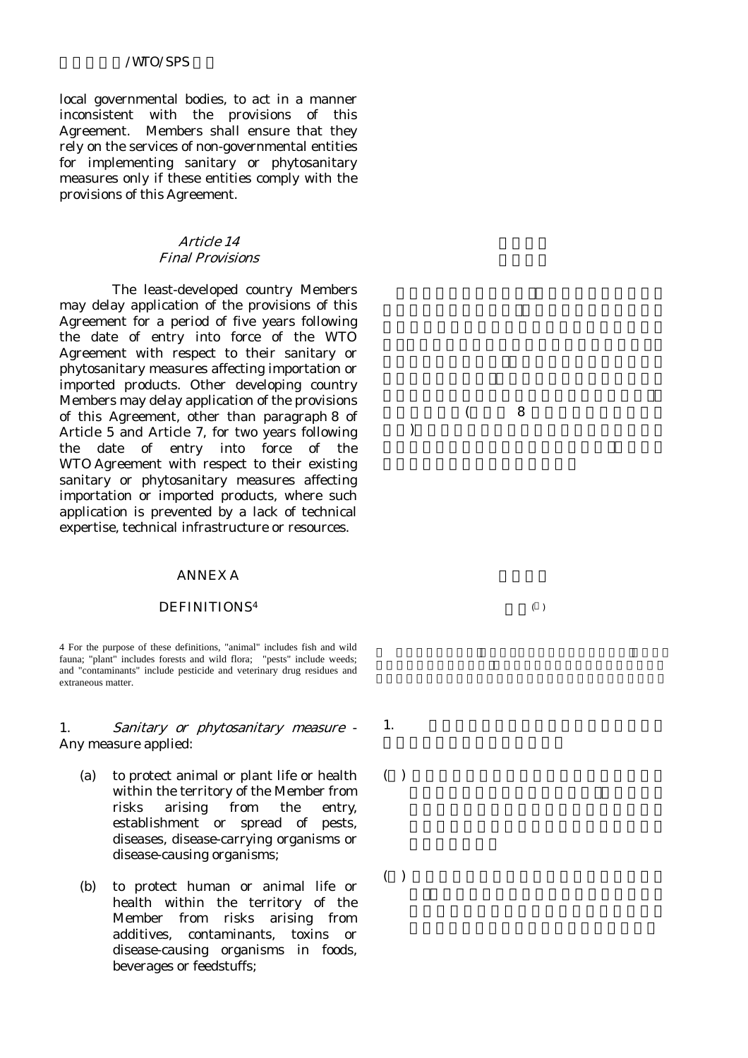local governmental bodies, to act in a manner inconsistent with the provisions of this Agreement. Members shall ensure that they rely on the services of non-governmental entities for implementing sanitary or phytosanitary measures only if these entities comply with the provisions of this Agreement.

## *Article 14*
## *Final Provisions*

The least-developed country Members may delay application of the provisions of this Agreement for a period of five years following the date of entry into force of the WTO Agreement with respect to their sanitary or phytosanitary measures affecting importation or imported products. Other developing country Members may delay application of the provisions of this Agreement, other than paragraph 8 of Article 5 and Article 7, for two years following the date of entry into force of the WTO Agreement with respect to their existing sanitary or phytosanitary measures affecting importation or imported products, where such application is prevented by a lack of technical expertise, technical infrastructure or resources.

## ANNEX A

## DEFINITIONS[4]

4 For the purpose of these definitions, "animal" includes fish and wild fauna; "plant" includes forests and wild flora; "pests" include weeds; and "contaminants" include pesticide and veterinary drug residues and extraneous matter.

1. *Sanitary or phytosanitary measure* - Any measure applied:

   (a) to protect animal or plant life or health within the territory of the Member from risks arising from the entry, establishment or spread of pests, diseases, disease-carrying organisms or disease-causing organisms;

   (b) to protect human or animal life or health within the territory of the Member from risks arising from additives, contaminants, toxins or disease-causing organisms in foods, beverages or feedstuffs;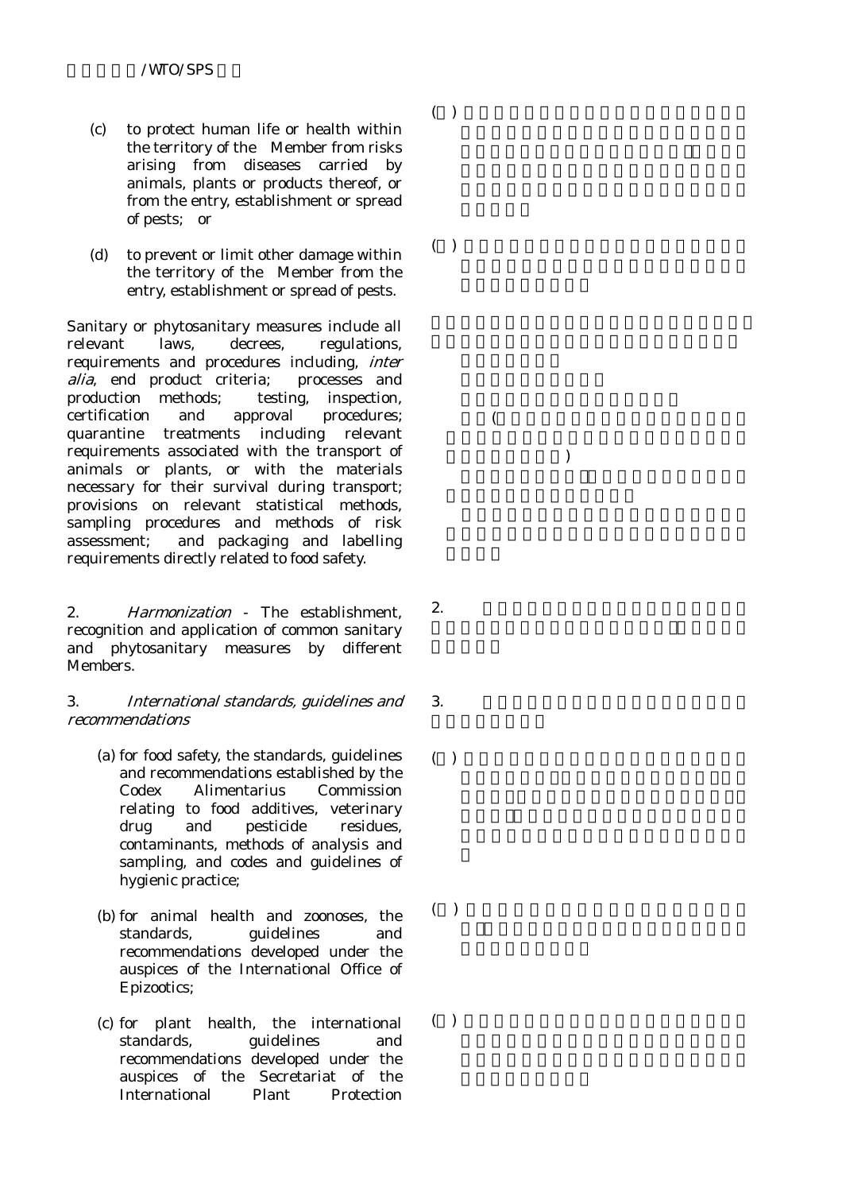(c) to protect human life or health within the territory of the Member from risks arising from diseases carried by animals, plants or products thereof, or from the entry, establishment or spread of pests; or

(d) to prevent or limit other damage within the territory of the Member from the entry, establishment or spread of pests.

Sanitary or phytosanitary measures include all relevant laws, decrees, regulations, requirements and procedures including, *inter alia*, end product criteria; processes and production methods; testing, inspection, certification and approval procedures; quarantine treatments including relevant requirements associated with the transport of animals or plants, or with the materials necessary for their survival during transport; provisions on relevant statistical methods, sampling procedures and methods of risk assessment; and packaging and labelling requirements directly related to food safety.

2. *Harmonization* - The establishment, recognition and application of common sanitary and phytosanitary measures by different Members.

3. *International standards, guidelines and recommendations*

(a) for food safety, the standards, guidelines and recommendations established by the Codex Alimentarius Commission relating to food additives, veterinary drug and pesticide residues, contaminants, methods of analysis and sampling, and codes and guidelines of hygienic practice;

(b) for animal health and zoonoses, the standards, guidelines and recommendations developed under the auspices of the International Office of Epizootics;

(c) for plant health, the international standards, guidelines and recommendations developed under the auspices of the Secretariat of the International Plant Protection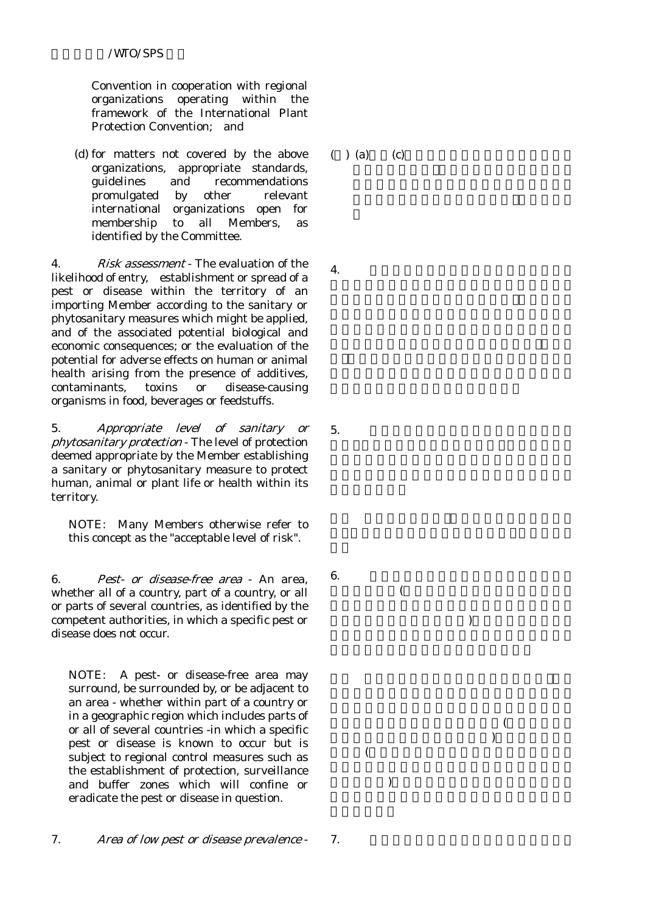Convention in cooperation with regional organizations operating within the framework of the International Plant Protection Convention; and

(d) for matters not covered by the above organizations, appropriate standards, guidelines and recommendations promulgated by other relevant international organizations open for membership to all Members, as identified by the Committee.

4. *Risk assessment* - The evaluation of the likelihood of entry, establishment or spread of a pest or disease within the territory of an importing Member according to the sanitary or phytosanitary measures which might be applied, and of the associated potential biological and economic consequences; or the evaluation of the potential for adverse effects on human or animal health arising from the presence of additives, contaminants, toxins or disease-causing organisms in food, beverages or feedstuffs.

5. *Appropriate level of sanitary or phytosanitary protection* - The level of protection deemed appropriate by the Member establishing a sanitary or phytosanitary measure to protect human, animal or plant life or health within its territory.

NOTE: Many Members otherwise refer to this concept as the "acceptable level of risk".

6. *Pest- or disease-free area* - An area, whether all of a country, part of a country, or all or parts of several countries, as identified by the competent authorities, in which a specific pest or disease does not occur.

NOTE: A pest- or disease-free area may surround, be surrounded by, or be adjacent to an area - whether within part of a country or in a geographic region which includes parts of or all of several countries -in which a specific pest or disease is known to occur but is subject to regional control measures such as the establishment of protection, surveillance and buffer zones which will confine or eradicate the pest or disease in question.

7. *Area of low pest or disease prevalence* -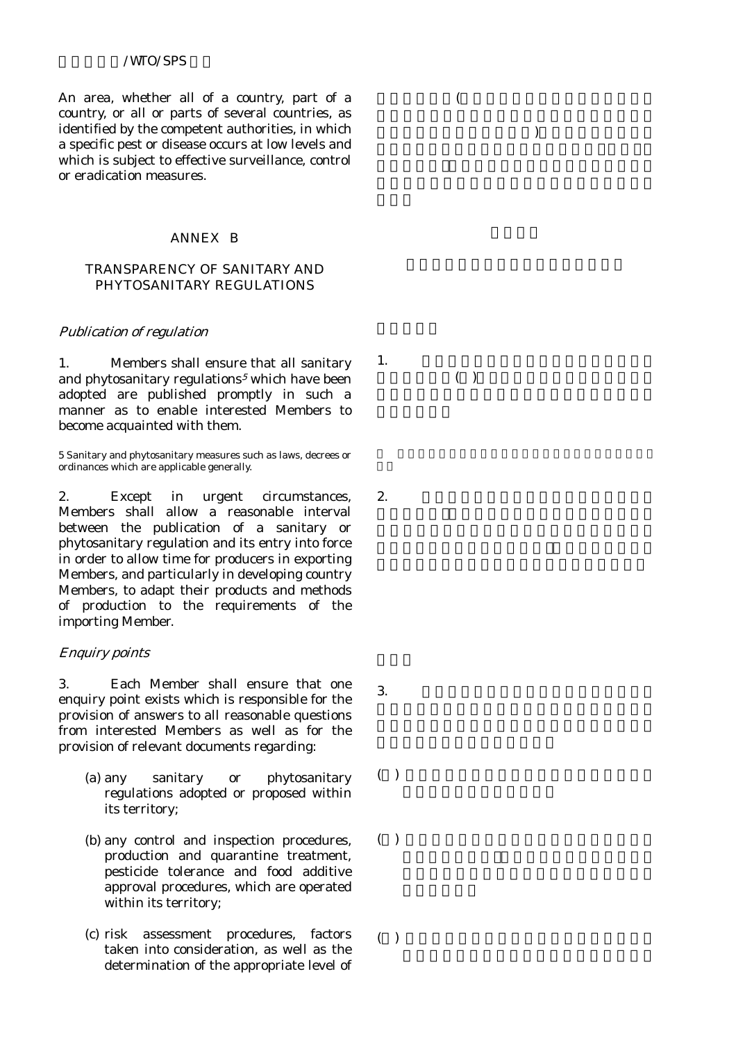An area, whether all of a country, part of a country, or all or parts of several countries, as identified by the competent authorities, in which a specific pest or disease occurs at low levels and which is subject to effective surveillance, control or eradication measures.

## ANNEX B

## TRANSPARENCY OF SANITARY AND PHYTOSANITARY REGULATIONS

*Publication of regulation*

1. Members shall ensure that all sanitary and phytosanitary regulations[5] which have been adopted are published promptly in such a manner as to enable interested Members to become acquainted with them.

5 Sanitary and phytosanitary measures such as laws, decrees or ordinances which are applicable generally.

2. Except in urgent circumstances, Members shall allow a reasonable interval between the publication of a sanitary or phytosanitary regulation and its entry into force in order to allow time for producers in exporting Members, and particularly in developing country Members, to adapt their products and methods of production to the requirements of the importing Member.

*Enquiry points*

3. Each Member shall ensure that one enquiry point exists which is responsible for the provision of answers to all reasonable questions from interested Members as well as for the provision of relevant documents regarding:

(a) any sanitary or phytosanitary regulations adopted or proposed within its territory;

(b) any control and inspection procedures, production and quarantine treatment, pesticide tolerance and food additive approval procedures, which are operated within its territory;

(c) risk assessment procedures, factors taken into consideration, as well as the determination of the appropriate level of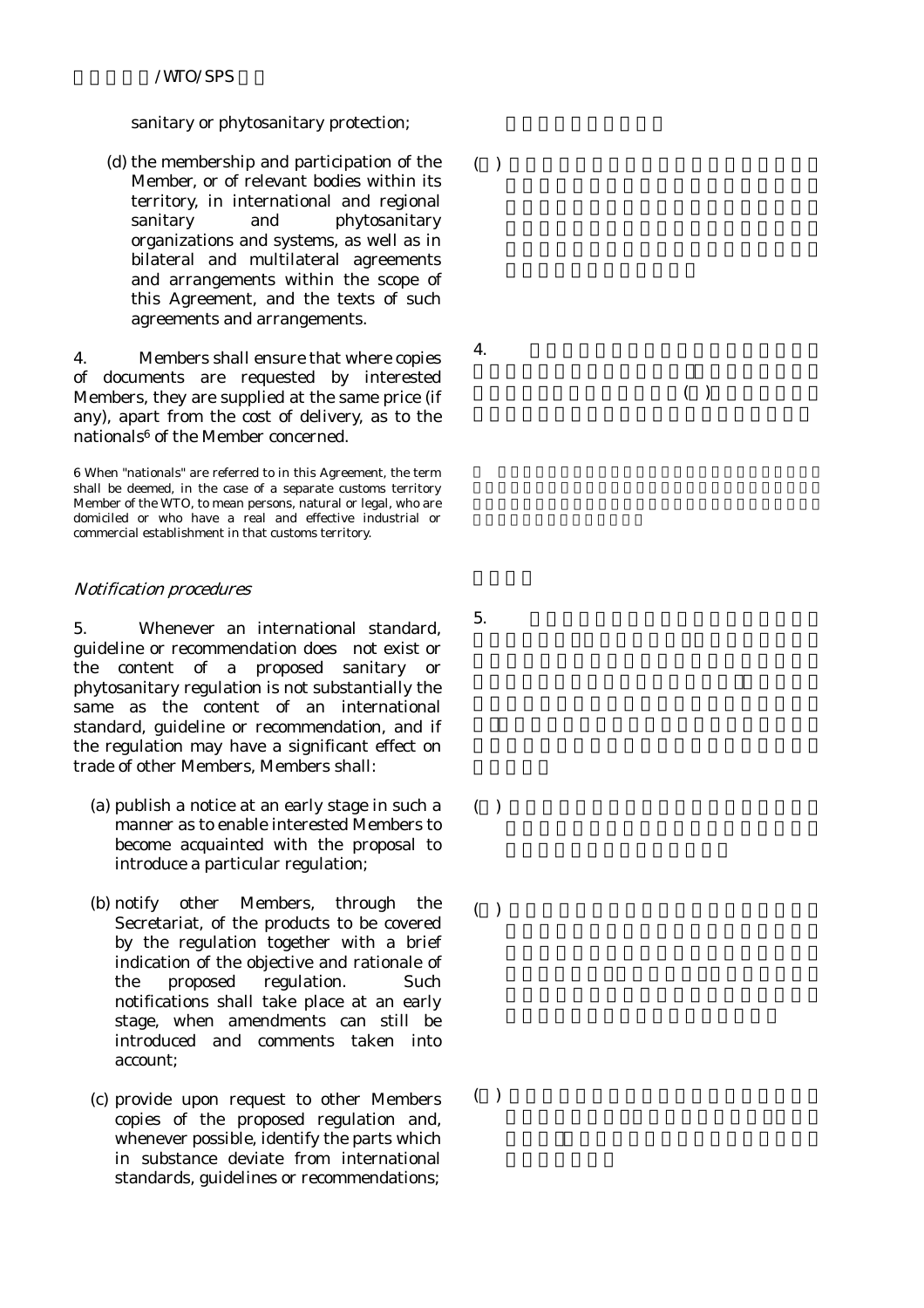sanitary or phytosanitary protection;

(d) the membership and participation of the Member, or of relevant bodies within its territory, in international and regional sanitary and phytosanitary organizations and systems, as well as in bilateral and multilateral agreements and arrangements within the scope of this Agreement, and the texts of such agreements and arrangements.

4. Members shall ensure that where copies of documents are requested by interested Members, they are supplied at the same price (if any), apart from the cost of delivery, as to the nationals[6] of the Member concerned.

6 When "nationals" are referred to in this Agreement, the term shall be deemed, in the case of a separate customs territory Member of the WTO, to mean persons, natural or legal, who are domiciled or who have a real and effective industrial or commercial establishment in that customs territory.

*Notification procedures*

5. Whenever an international standard, guideline or recommendation does not exist or the content of a proposed sanitary or phytosanitary regulation is not substantially the same as the content of an international standard, guideline or recommendation, and if the regulation may have a significant effect on trade of other Members, Members shall:

(a) publish a notice at an early stage in such a manner as to enable interested Members to become acquainted with the proposal to introduce a particular regulation;

(b) notify other Members, through the Secretariat, of the products to be covered by the regulation together with a brief indication of the objective and rationale of the proposed regulation. Such notifications shall take place at an early stage, when amendments can still be introduced and comments taken into account;

(c) provide upon request to other Members copies of the proposed regulation and, whenever possible, identify the parts which in substance deviate from international standards, guidelines or recommendations;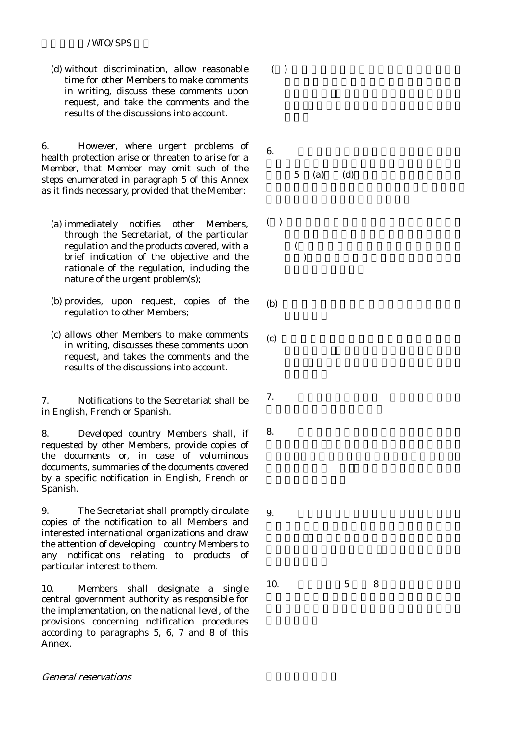(d) without discrimination, allow reasonable time for other Members to make comments in writing, discuss these comments upon request, and take the comments and the results of the discussions into account.

6. However, where urgent problems of health protection arise or threaten to arise for a Member, that Member may omit such of the steps enumerated in paragraph 5 of this Annex as it finds necessary, provided that the Member:

(a) immediately notifies other Members, through the Secretariat, of the particular regulation and the products covered, with a brief indication of the objective and the rationale of the regulation, including the nature of the urgent problem(s);

(b) provides, upon request, copies of the regulation to other Members;

(c) allows other Members to make comments in writing, discusses these comments upon request, and takes the comments and the results of the discussions into account.

7. Notifications to the Secretariat shall be in English, French or Spanish.

8. Developed country Members shall, if requested by other Members, provide copies of the documents or, in case of voluminous documents, summaries of the documents covered by a specific notification in English, French or Spanish.

9. The Secretariat shall promptly circulate copies of the notification to all Members and interested international organizations and draw the attention of developing country Members to any notifications relating to products of particular interest to them.

10. Members shall designate a single central government authority as responsible for the implementation, on the national level, of the provisions concerning notification procedures according to paragraphs 5, 6, 7 and 8 of this Annex.

*General reservations*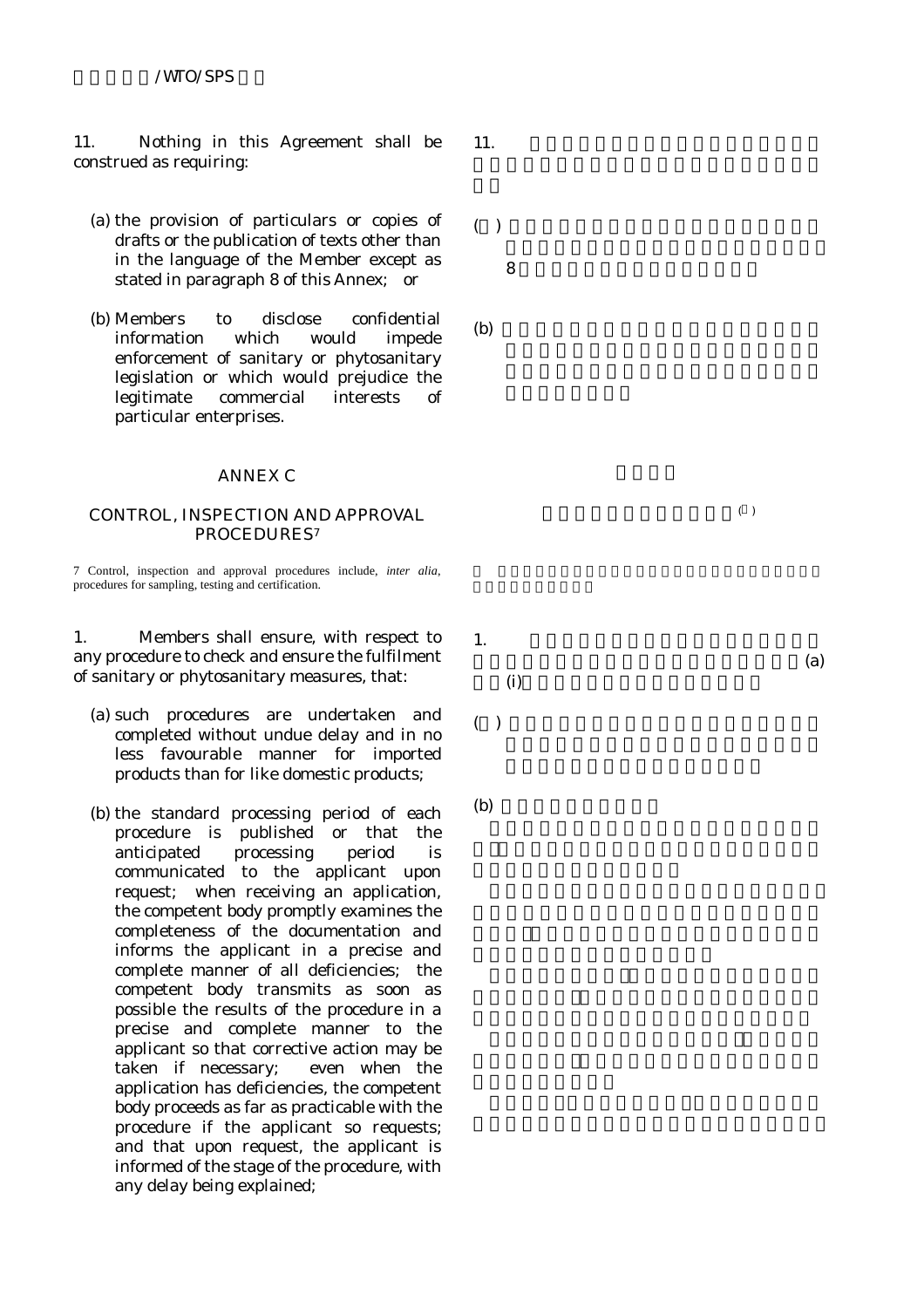11. Nothing in this Agreement shall be construed as requiring:

(a) the provision of particulars or copies of drafts or the publication of texts other than in the language of the Member except as stated in paragraph 8 of this Annex; or

(b) Members to disclose confidential information which would impede enforcement of sanitary or phytosanitary legislation or which would prejudice the legitimate commercial interests of particular enterprises.

## ANNEX C

### CONTROL, INSPECTION AND APPROVAL PROCEDURES[7]

7 Control, inspection and approval procedures include, *inter alia*, procedures for sampling, testing and certification.

1. Members shall ensure, with respect to any procedure to check and ensure the fulfilment of sanitary or phytosanitary measures, that:

(a) such procedures are undertaken and completed without undue delay and in no less favourable manner for imported products than for like domestic products;

(b) the standard processing period of each procedure is published or that the anticipated processing period is communicated to the applicant upon request; when receiving an application, the competent body promptly examines the completeness of the documentation and informs the applicant in a precise and complete manner of all deficiencies; the competent body transmits as soon as possible the results of the procedure in a precise and complete manner to the applicant so that corrective action may be taken if necessary; even when the application has deficiencies, the competent body proceeds as far as practicable with the procedure if the applicant so requests; and that upon request, the applicant is informed of the stage of the procedure, with any delay being explained;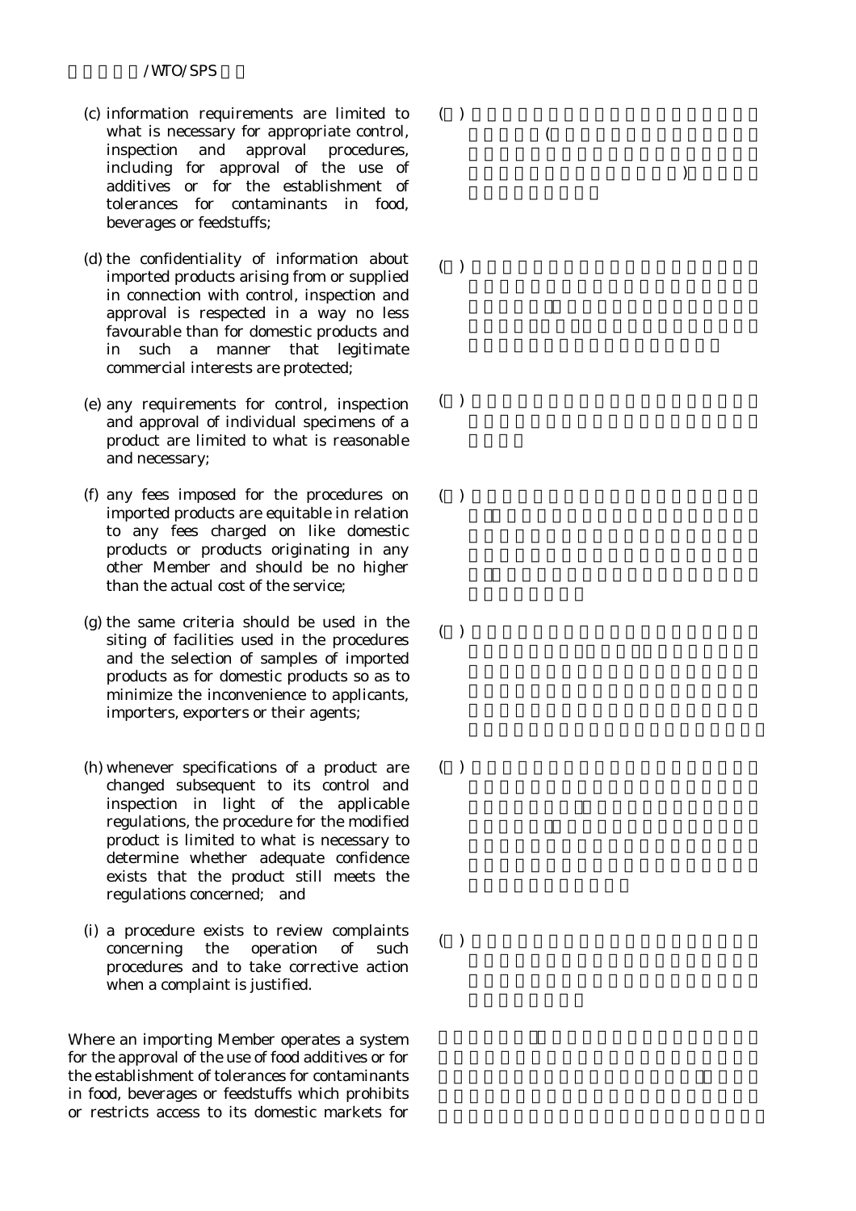(c) information requirements are limited to what is necessary for appropriate control, inspection and approval procedures, including for approval of the use of additives or for the establishment of tolerances for contaminants in food, beverages or feedstuffs;

(d) the confidentiality of information about imported products arising from or supplied in connection with control, inspection and approval is respected in a way no less favourable than for domestic products and in such a manner that legitimate commercial interests are protected;

(e) any requirements for control, inspection and approval of individual specimens of a product are limited to what is reasonable and necessary;

(f) any fees imposed for the procedures on imported products are equitable in relation to any fees charged on like domestic products or products originating in any other Member and should be no higher than the actual cost of the service;

(g) the same criteria should be used in the siting of facilities used in the procedures and the selection of samples of imported products as for domestic products so as to minimize the inconvenience to applicants, importers, exporters or their agents;

(h) whenever specifications of a product are changed subsequent to its control and inspection in light of the applicable regulations, the procedure for the modified product is limited to what is necessary to determine whether adequate confidence exists that the product still meets the regulations concerned; and

(i) a procedure exists to review complaints concerning the operation of such procedures and to take corrective action when a complaint is justified.

Where an importing Member operates a system for the approval of the use of food additives or for the establishment of tolerances for contaminants in food, beverages or feedstuffs which prohibits or restricts access to its domestic markets for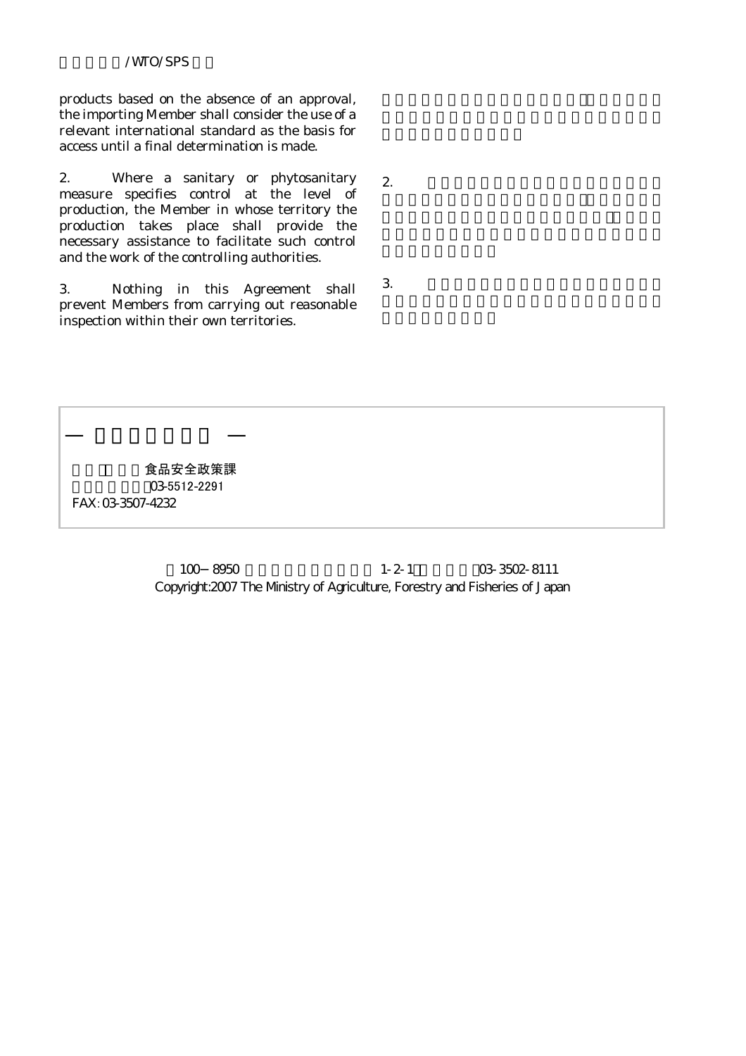products based on the absence of an approval, the importing Member shall consider the use of a relevant international standard as the basis for access until a final determination is made.

2. Where a sanitary or phytosanitary measure specifies control at the level of production, the Member in whose territory the production takes place shall provide the necessary assistance to facilitate such control and the work of the controlling authorities.

3. Nothing in this Agreement shall prevent Members from carrying out reasonable inspection within their own territories.

2.

3.

食品安全政策課
03-5512-2291
FAX: 03-3507-4232

100−8950 1-2-1 03-3502-8111
Copyright:2007 The Ministry of Agriculture, Forestry and Fisheries of Japan